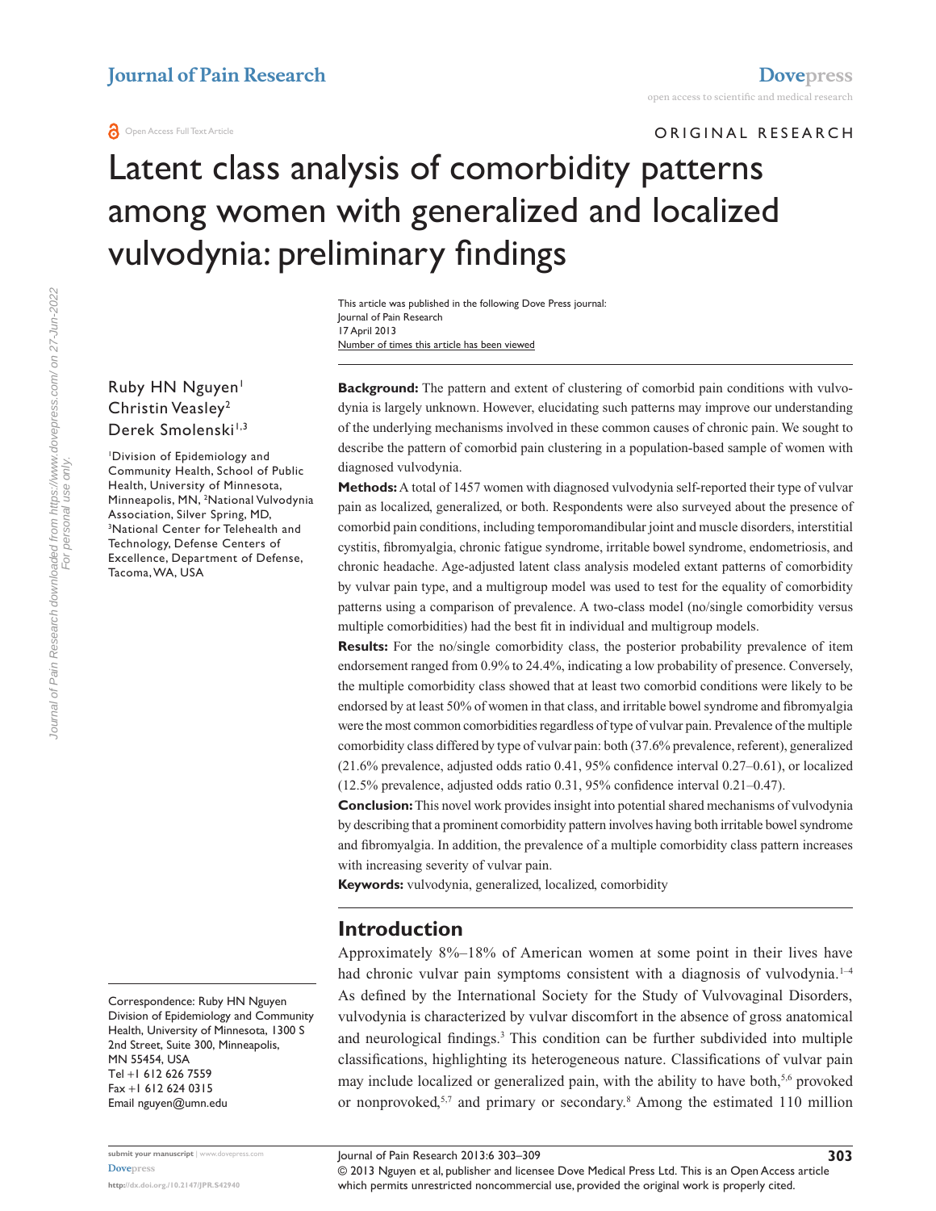Original Research

# Latent class analysis of comorbidity patterns among women with generalized and localized vulvodynia: preliminary findings

This article was published in the following Dove Press journal:
Journal of Pain Research
17 April 2013
Number of times this article has been viewed

Ruby HN Nguyen[1]
Christin Veasley[2]
Derek Smolenski[1,3]

[1]Division of Epidemiology and Community Health, School of Public Health, University of Minnesota, Minneapolis, MN, [2]National Vulvodynia Association, Silver Spring, MD, [3]National Center for Telehealth and Technology, Defense Centers of Excellence, Department of Defense, Tacoma, WA, USA

Correspondence: Ruby HN Nguyen
Division of Epidemiology and Community Health, University of Minnesota, 1300 S 2nd Street, Suite 300, Minneapolis, MN 55454, USA
Tel +1 612 626 7559
Fax +1 612 624 0315
Email nguyen@umn.edu

**Background:** The pattern and extent of clustering of comorbid pain conditions with vulvodynia is largely unknown. However, elucidating such patterns may improve our understanding of the underlying mechanisms involved in these common causes of chronic pain. We sought to describe the pattern of comorbid pain clustering in a population-based sample of women with diagnosed vulvodynia.

**Methods:** A total of 1457 women with diagnosed vulvodynia self-reported their type of vulvar pain as localized, generalized, or both. Respondents were also surveyed about the presence of comorbid pain conditions, including temporomandibular joint and muscle disorders, interstitial cystitis, fibromyalgia, chronic fatigue syndrome, irritable bowel syndrome, endometriosis, and chronic headache. Age-adjusted latent class analysis modeled extant patterns of comorbidity by vulvar pain type, and a multigroup model was used to test for the equality of comorbidity patterns using a comparison of prevalence. A two-class model (no/single comorbidity versus multiple comorbidities) had the best fit in individual and multigroup models.

**Results:** For the no/single comorbidity class, the posterior probability prevalence of item endorsement ranged from 0.9% to 24.4%, indicating a low probability of presence. Conversely, the multiple comorbidity class showed that at least two comorbid conditions were likely to be endorsed by at least 50% of women in that class, and irritable bowel syndrome and fibromyalgia were the most common comorbidities regardless of type of vulvar pain. Prevalence of the multiple comorbidity class differed by type of vulvar pain: both (37.6% prevalence, referent), generalized (21.6% prevalence, adjusted odds ratio 0.41, 95% confidence interval 0.27–0.61), or localized (12.5% prevalence, adjusted odds ratio 0.31, 95% confidence interval 0.21–0.47).

**Conclusion:** This novel work provides insight into potential shared mechanisms of vulvodynia by describing that a prominent comorbidity pattern involves having both irritable bowel syndrome and fibromyalgia. In addition, the prevalence of a multiple comorbidity class pattern increases with increasing severity of vulvar pain.

**Keywords:** vulvodynia, generalized, localized, comorbidity

## Introduction

Approximately 8%–18% of American women at some point in their lives have had chronic vulvar pain symptoms consistent with a diagnosis of vulvodynia.[1–4] As defined by the International Society for the Study of Vulvovaginal Disorders, vulvodynia is characterized by vulvar discomfort in the absence of gross anatomical and neurological findings.[3] This condition can be further subdivided into multiple classifications, highlighting its heterogeneous nature. Classifications of vulvar pain may include localized or generalized pain, with the ability to have both,[5,6] provoked or nonprovoked,[5,7] and primary or secondary.[8] Among the estimated 110 million

© 2013 Nguyen et al, publisher and licensee Dove Medical Press Ltd. This is an Open Access article which permits unrestricted noncommercial use, provided the original work is properly cited.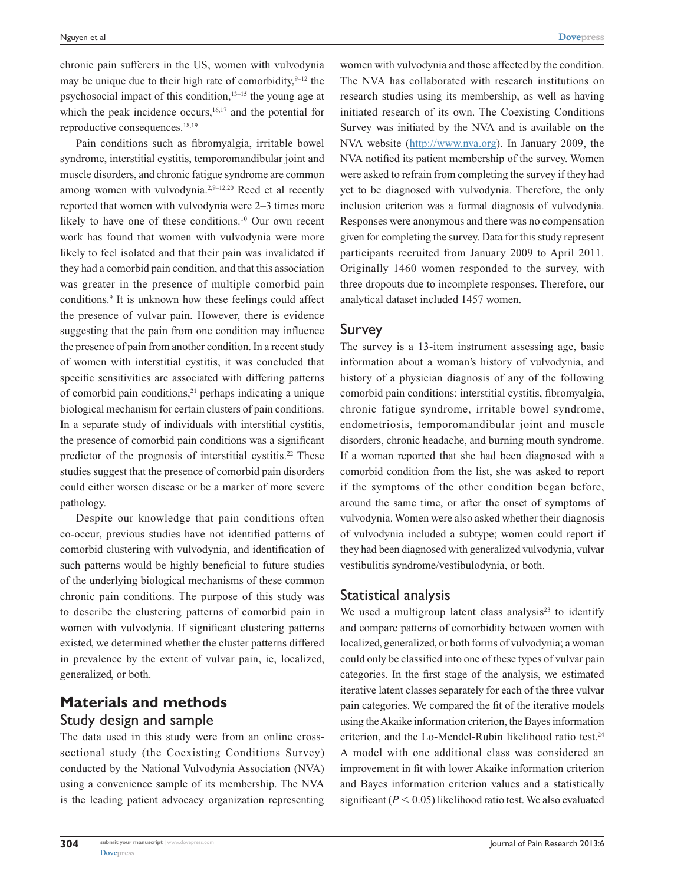chronic pain sufferers in the US, women with vulvodynia may be unique due to their high rate of comorbidity,[9–12] the psychosocial impact of this condition,[13–15] the young age at which the peak incidence occurs,[16,17] and the potential for reproductive consequences.[18,19]

Pain conditions such as fibromyalgia, irritable bowel syndrome, interstitial cystitis, temporomandibular joint and muscle disorders, and chronic fatigue syndrome are common among women with vulvodynia.[2,9–12,20] Reed et al recently reported that women with vulvodynia were 2–3 times more likely to have one of these conditions.[10] Our own recent work has found that women with vulvodynia were more likely to feel isolated and that their pain was invalidated if they had a comorbid pain condition, and that this association was greater in the presence of multiple comorbid pain conditions.[9] It is unknown how these feelings could affect the presence of vulvar pain. However, there is evidence suggesting that the pain from one condition may influence the presence of pain from another condition. In a recent study of women with interstitial cystitis, it was concluded that specific sensitivities are associated with differing patterns of comorbid pain conditions,[21] perhaps indicating a unique biological mechanism for certain clusters of pain conditions. In a separate study of individuals with interstitial cystitis, the presence of comorbid pain conditions was a significant predictor of the prognosis of interstitial cystitis.[22] These studies suggest that the presence of comorbid pain disorders could either worsen disease or be a marker of more severe pathology.

Despite our knowledge that pain conditions often co-occur, previous studies have not identified patterns of comorbid clustering with vulvodynia, and identification of such patterns would be highly beneficial to future studies of the underlying biological mechanisms of these common chronic pain conditions. The purpose of this study was to describe the clustering patterns of comorbid pain in women with vulvodynia. If significant clustering patterns existed, we determined whether the cluster patterns differed in prevalence by the extent of vulvar pain, ie, localized, generalized, or both.

# Materials and methods

## Study design and sample

The data used in this study were from an online cross-sectional study (the Coexisting Conditions Survey) conducted by the National Vulvodynia Association (NVA) using a convenience sample of its membership. The NVA is the leading patient advocacy organization representing women with vulvodynia and those affected by the condition. The NVA has collaborated with research institutions on research studies using its membership, as well as having initiated research of its own. The Coexisting Conditions Survey was initiated by the NVA and is available on the NVA website (http://www.nva.org). In January 2009, the NVA notified its patient membership of the survey. Women were asked to refrain from completing the survey if they had yet to be diagnosed with vulvodynia. Therefore, the only inclusion criterion was a formal diagnosis of vulvodynia. Responses were anonymous and there was no compensation given for completing the survey. Data for this study represent participants recruited from January 2009 to April 2011. Originally 1460 women responded to the survey, with three dropouts due to incomplete responses. Therefore, our analytical dataset included 1457 women.

## Survey

The survey is a 13-item instrument assessing age, basic information about a woman's history of vulvodynia, and history of a physician diagnosis of any of the following comorbid pain conditions: interstitial cystitis, fibromyalgia, chronic fatigue syndrome, irritable bowel syndrome, endometriosis, temporomandibular joint and muscle disorders, chronic headache, and burning mouth syndrome. If a woman reported that she had been diagnosed with a comorbid condition from the list, she was asked to report if the symptoms of the other condition began before, around the same time, or after the onset of symptoms of vulvodynia. Women were also asked whether their diagnosis of vulvodynia included a subtype; women could report if they had been diagnosed with generalized vulvodynia, vulvar vestibulitis syndrome/vestibulodynia, or both.

## Statistical analysis

We used a multigroup latent class analysis[23] to identify and compare patterns of comorbidity between women with localized, generalized, or both forms of vulvodynia; a woman could only be classified into one of these types of vulvar pain categories. In the first stage of the analysis, we estimated iterative latent classes separately for each of the three vulvar pain categories. We compared the fit of the iterative models using the Akaike information criterion, the Bayes information criterion, and the Lo-Mendel-Rubin likelihood ratio test.[24] A model with one additional class was considered an improvement in fit with lower Akaike information criterion and Bayes information criterion values and a statistically significant ($P < 0.05$) likelihood ratio test. We also evaluated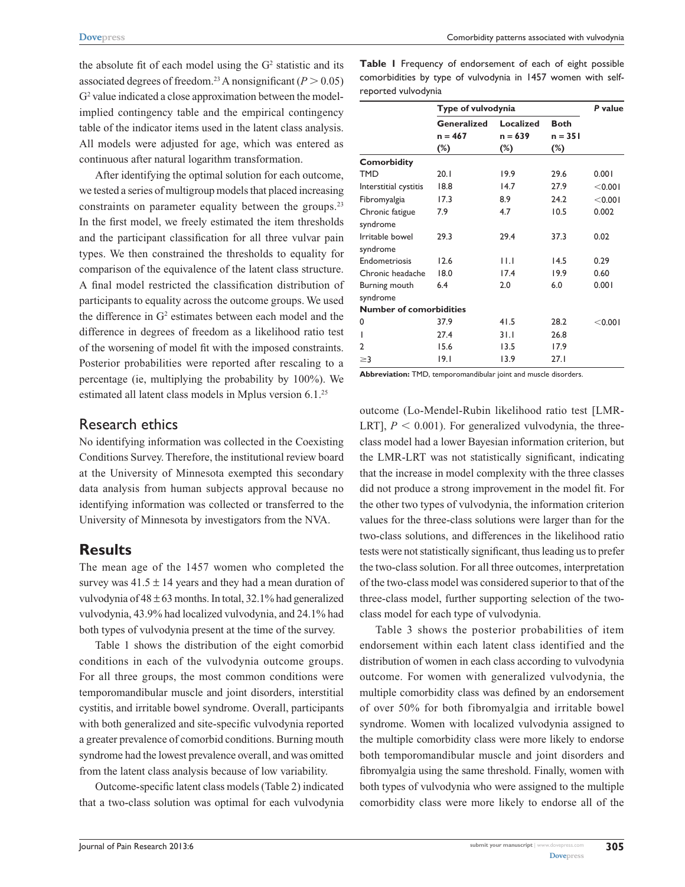the absolute fit of each model using the $G^2$ statistic and its associated degrees of freedom.[23] A nonsignificant ($P > 0.05$) $G^2$ value indicated a close approximation between the model-implied contingency table and the empirical contingency table of the indicator items used in the latent class analysis. All models were adjusted for age, which was entered as continuous after natural logarithm transformation.

After identifying the optimal solution for each outcome, we tested a series of multigroup models that placed increasing constraints on parameter equality between the groups.[23] In the first model, we freely estimated the item thresholds and the participant classification for all three vulvar pain types. We then constrained the thresholds to equality for comparison of the equivalence of the latent class structure. A final model restricted the classification distribution of participants to equality across the outcome groups. We used the difference in $G^2$ estimates between each model and the difference in degrees of freedom as a likelihood ratio test of the worsening of model fit with the imposed constraints. Posterior probabilities were reported after rescaling to a percentage (ie, multiplying the probability by 100%). We estimated all latent class models in Mplus version 6.1.[25]

## Research ethics

No identifying information was collected in the Coexisting Conditions Survey. Therefore, the institutional review board at the University of Minnesota exempted this secondary data analysis from human subjects approval because no identifying information was collected or transferred to the University of Minnesota by investigators from the NVA.

# Results

The mean age of the 1457 women who completed the survey was 41.5 ± 14 years and they had a mean duration of vulvodynia of 48 ± 63 months. In total, 32.1% had generalized vulvodynia, 43.9% had localized vulvodynia, and 24.1% had both types of vulvodynia present at the time of the survey.

Table 1 shows the distribution of the eight comorbid conditions in each of the vulvodynia outcome groups. For all three groups, the most common conditions were temporomandibular muscle and joint disorders, interstitial cystitis, and irritable bowel syndrome. Overall, participants with both generalized and site-specific vulvodynia reported a greater prevalence of comorbid conditions. Burning mouth syndrome had the lowest prevalence overall, and was omitted from the latent class analysis because of low variability.

Outcome-specific latent class models (Table 2) indicated that a two-class solution was optimal for each vulvodynia outcome (Lo-Mendel-Rubin likelihood ratio test [LMR-LRT], $P < 0.001$). For generalized vulvodynia, the three-class model had a lower Bayesian information criterion, but the LMR-LRT was not statistically significant, indicating that the increase in model complexity with the three classes did not produce a strong improvement in the model fit. For the other two types of vulvodynia, the information criterion values for the three-class solutions were larger than for the two-class solutions, and differences in the likelihood ratio tests were not statistically significant, thus leading us to prefer the two-class solution. For all three outcomes, interpretation of the two-class model was considered superior to that of the three-class model, further supporting selection of the two-class model for each type of vulvodynia.

Table 3 shows the posterior probabilities of item endorsement within each latent class identified and the distribution of women in each class according to vulvodynia outcome. For women with generalized vulvodynia, the multiple comorbidity class was defined by an endorsement of over 50% for both fibromyalgia and irritable bowel syndrome. Women with localized vulvodynia assigned to the multiple comorbidity class were more likely to endorse both temporomandibular muscle and joint disorders and fibromyalgia using the same threshold. Finally, women with both types of vulvodynia who were assigned to the multiple comorbidity class were more likely to endorse all of the

**Table 1** Frequency of endorsement of each of eight possible comorbidities by type of vulvodynia in 1457 women with self-reported vulvodynia

| | Type of vulvodynia | | | *P* value |
|---|---|---|---|---|
| | Generalized n = 467 (%) | Localized n = 639 (%) | Both n = 351 (%) | |
| **Comorbidity** | | | | |
| TMD | 20.1 | 19.9 | 29.6 | 0.001 |
| Interstitial cystitis | 18.8 | 14.7 | 27.9 | <0.001 |
| Fibromyalgia | 17.3 | 8.9 | 24.2 | <0.001 |
| Chronic fatigue syndrome | 7.9 | 4.7 | 10.5 | 0.002 |
| Irritable bowel syndrome | 29.3 | 29.4 | 37.3 | 0.02 |
| Endometriosis | 12.6 | 11.1 | 14.5 | 0.29 |
| Chronic headache | 18.0 | 17.4 | 19.9 | 0.60 |
| Burning mouth syndrome | 6.4 | 2.0 | 6.0 | 0.001 |
| **Number of comorbidities** | | | | |
| 0 | 37.9 | 41.5 | 28.2 | <0.001 |
| 1 | 27.4 | 31.1 | 26.8 | |
| 2 | 15.6 | 13.5 | 17.9 | |
| ≥3 | 19.1 | 13.9 | 27.1 | |

**Abbreviation:** TMD, temporomandibular joint and muscle disorders.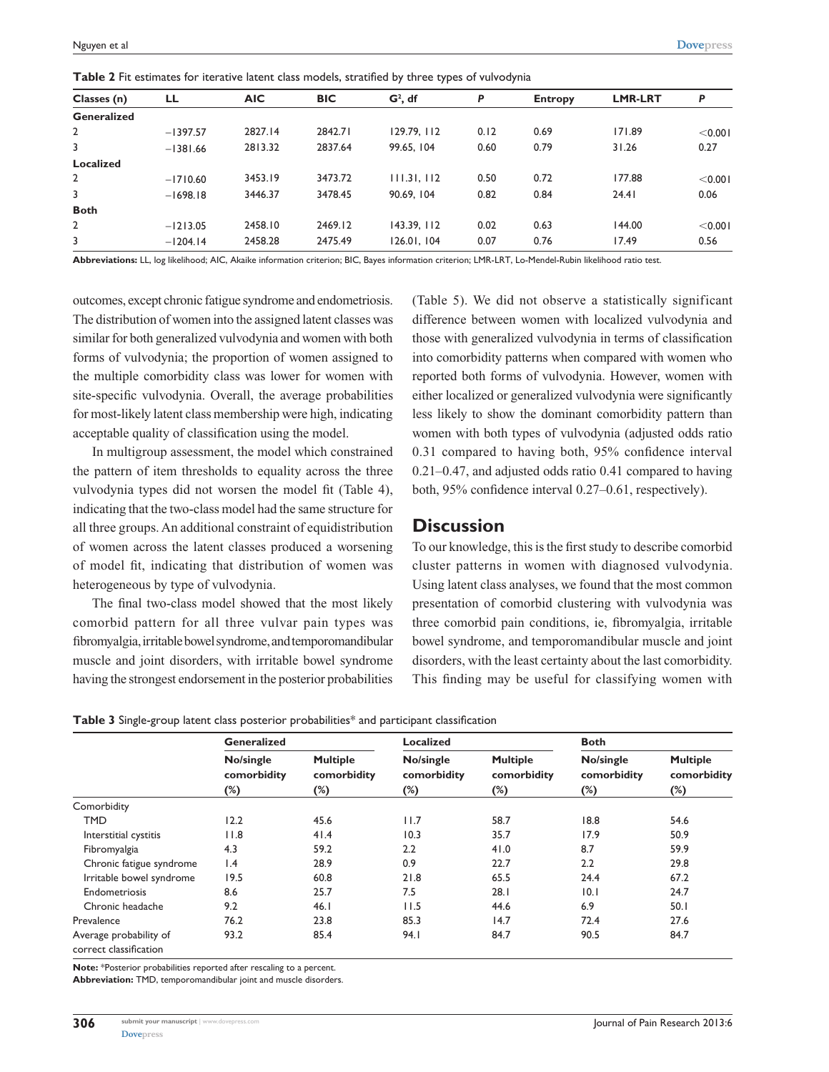**Table 2** Fit estimates for iterative latent class models, stratified by three types of vulvodynia

| Classes (n) | LL | AIC | BIC | $G^2$, df | P | Entropy | LMR-LRT | P |
|---|---|---|---|---|---|---|---|---|
| **Generalized** | | | | | | | | |
| 2 | −1397.57 | 2827.14 | 2842.71 | 129.79, 112 | 0.12 | 0.69 | 171.89 | <0.001 |
| 3 | −1381.66 | 2813.32 | 2837.64 | 99.65, 104 | 0.60 | 0.79 | 31.26 | 0.27 |
| **Localized** | | | | | | | | |
| 2 | −1710.60 | 3453.19 | 3473.72 | 111.31, 112 | 0.50 | 0.72 | 177.88 | <0.001 |
| 3 | −1698.18 | 3446.37 | 3478.45 | 90.69, 104 | 0.82 | 0.84 | 24.41 | 0.06 |
| **Both** | | | | | | | | |
| 2 | −1213.05 | 2458.10 | 2469.12 | 143.39, 112 | 0.02 | 0.63 | 144.00 | <0.001 |
| 3 | −1204.14 | 2458.28 | 2475.49 | 126.01, 104 | 0.07 | 0.76 | 17.49 | 0.56 |

**Abbreviations:** LL, log likelihood; AIC, Akaike information criterion; BIC, Bayes information criterion; LMR-LRT, Lo-Mendel-Rubin likelihood ratio test.

outcomes, except chronic fatigue syndrome and endometriosis. The distribution of women into the assigned latent classes was similar for both generalized vulvodynia and women with both forms of vulvodynia; the proportion of women assigned to the multiple comorbidity class was lower for women with site-specific vulvodynia. Overall, the average probabilities for most-likely latent class membership were high, indicating acceptable quality of classification using the model.

In multigroup assessment, the model which constrained the pattern of item thresholds to equality across the three vulvodynia types did not worsen the model fit (Table 4), indicating that the two-class model had the same structure for all three groups. An additional constraint of equidistribution of women across the latent classes produced a worsening of model fit, indicating that distribution of women was heterogeneous by type of vulvodynia.

The final two-class model showed that the most likely comorbid pattern for all three vulvar pain types was fibromyalgia, irritable bowel syndrome, and temporomandibular muscle and joint disorders, with irritable bowel syndrome having the strongest endorsement in the posterior probabilities (Table 5). We did not observe a statistically significant difference between women with localized vulvodynia and those with generalized vulvodynia in terms of classification into comorbidity patterns when compared with women who reported both forms of vulvodynia. However, women with either localized or generalized vulvodynia were significantly less likely to show the dominant comorbidity pattern than women with both types of vulvodynia (adjusted odds ratio 0.31 compared to having both, 95% confidence interval 0.21–0.47, and adjusted odds ratio 0.41 compared to having both, 95% confidence interval 0.27–0.61, respectively).

## Discussion

To our knowledge, this is the first study to describe comorbid cluster patterns in women with diagnosed vulvodynia. Using latent class analyses, we found that the most common presentation of comorbid clustering with vulvodynia was three comorbid pain conditions, ie, fibromyalgia, irritable bowel syndrome, and temporomandibular muscle and joint disorders, with the least certainty about the last comorbidity. This finding may be useful for classifying women with

**Table 3** Single-group latent class posterior probabilities* and participant classification

| | Generalized | | Localized | | Both | |
|---|---|---|---|---|---|---|
| | No/single comorbidity (%) | Multiple comorbidity (%) | No/single comorbidity (%) | Multiple comorbidity (%) | No/single comorbidity (%) | Multiple comorbidity (%) |
| Comorbidity | | | | | | |
| TMD | 12.2 | 45.6 | 11.7 | 58.7 | 18.8 | 54.6 |
| Interstitial cystitis | 11.8 | 41.4 | 10.3 | 35.7 | 17.9 | 50.9 |
| Fibromyalgia | 4.3 | 59.2 | 2.2 | 41.0 | 8.7 | 59.9 |
| Chronic fatigue syndrome | 1.4 | 28.9 | 0.9 | 22.7 | 2.2 | 29.8 |
| Irritable bowel syndrome | 19.5 | 60.8 | 21.8 | 65.5 | 24.4 | 67.2 |
| Endometriosis | 8.6 | 25.7 | 7.5 | 28.1 | 10.1 | 24.7 |
| Chronic headache | 9.2 | 46.1 | 11.5 | 44.6 | 6.9 | 50.1 |
| Prevalence | 76.2 | 23.8 | 85.3 | 14.7 | 72.4 | 27.6 |
| Average probability of correct classification | 93.2 | 85.4 | 94.1 | 84.7 | 90.5 | 84.7 |

**Note:** *Posterior probabilities reported after rescaling to a percent.
**Abbreviation:** TMD, temporomandibular joint and muscle disorders.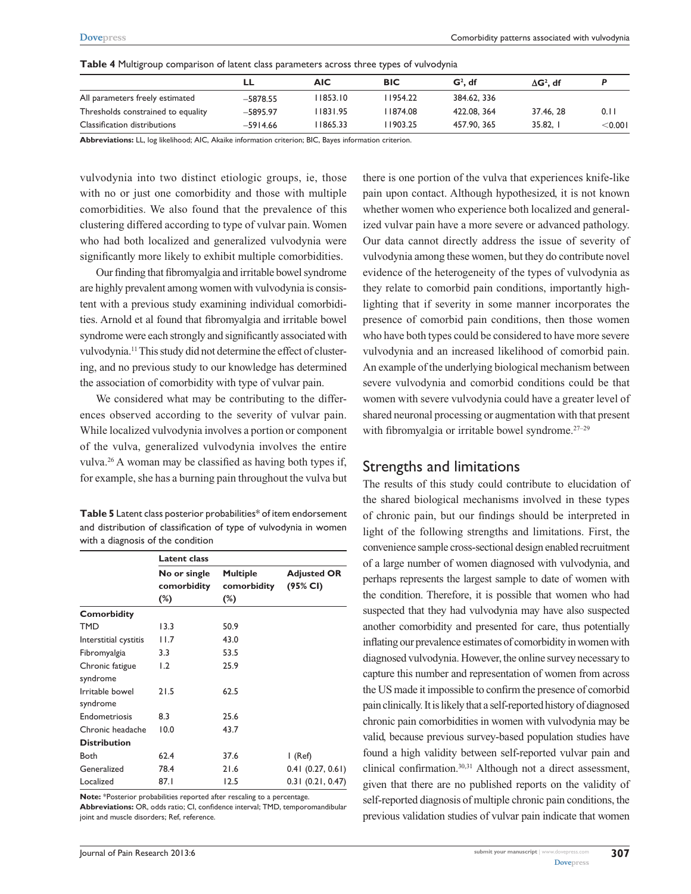**Table 4** Multigroup comparison of latent class parameters across three types of vulvodynia

| | LL | AIC | BIC | $G^2$, df | $\Delta G^2$, df | P |
|---|---|---|---|---|---|---|
| All parameters freely estimated | −5878.55 | 11853.10 | 11954.22 | 384.62, 336 | | |
| Thresholds constrained to equality | −5895.97 | 11831.95 | 11874.08 | 422.08, 364 | 37.46, 28 | 0.11 |
| Classification distributions | −5914.66 | 11865.33 | 11903.25 | 457.90, 365 | 35.82, 1 | <0.001 |

**Abbreviations:** LL, log likelihood; AIC, Akaike information criterion; BIC, Bayes information criterion.

vulvodynia into two distinct etiologic groups, ie, those with no or just one comorbidity and those with multiple comorbidities. We also found that the prevalence of this clustering differed according to type of vulvar pain. Women who had both localized and generalized vulvodynia were significantly more likely to exhibit multiple comorbidities.

Our finding that fibromyalgia and irritable bowel syndrome are highly prevalent among women with vulvodynia is consistent with a previous study examining individual comorbidities. Arnold et al found that fibromyalgia and irritable bowel syndrome were each strongly and significantly associated with vulvodynia.[11] This study did not determine the effect of clustering, and no previous study to our knowledge has determined the association of comorbidity with type of vulvar pain.

We considered what may be contributing to the differences observed according to the severity of vulvar pain. While localized vulvodynia involves a portion or component of the vulva, generalized vulvodynia involves the entire vulva.[26] A woman may be classified as having both types if, for example, she has a burning pain throughout the vulva but there is one portion of the vulva that experiences knife-like pain upon contact. Although hypothesized, it is not known whether women who experience both localized and generalized vulvar pain have a more severe or advanced pathology. Our data cannot directly address the issue of severity of vulvodynia among these women, but they do contribute novel evidence of the heterogeneity of the types of vulvodynia as they relate to comorbid pain conditions, importantly highlighting that if severity in some manner incorporates the presence of comorbid pain conditions, then those women who have both types could be considered to have more severe vulvodynia and an increased likelihood of comorbid pain. An example of the underlying biological mechanism between severe vulvodynia and comorbid conditions could be that women with severe vulvodynia could have a greater level of shared neuronal processing or augmentation with that present with fibromyalgia or irritable bowel syndrome.[27–29]

**Table 5** Latent class posterior probabilities* of item endorsement and distribution of classification of type of vulvodynia in women with a diagnosis of the condition

| | Latent class | | |
|---|---|---|---|
| | No or single comorbidity (%) | Multiple comorbidity (%) | Adjusted OR (95% CI) |
| **Comorbidity** | | | |
| TMD | 13.3 | 50.9 | |
| Interstitial cystitis | 11.7 | 43.0 | |
| Fibromyalgia | 3.3 | 53.5 | |
| Chronic fatigue syndrome | 1.2 | 25.9 | |
| Irritable bowel syndrome | 21.5 | 62.5 | |
| Endometriosis | 8.3 | 25.6 | |
| Chronic headache | 10.0 | 43.7 | |
| **Distribution** | | | |
| Both | 62.4 | 37.6 | 1 (Ref) |
| Generalized | 78.4 | 21.6 | 0.41 (0.27, 0.61) |
| Localized | 87.1 | 12.5 | 0.31 (0.21, 0.47) |

**Note:** *Posterior probabilities reported after rescaling to a percentage.
**Abbreviations:** OR, odds ratio; CI, confidence interval; TMD, temporomandibular joint and muscle disorders; Ref, reference.

## Strengths and limitations

The results of this study could contribute to elucidation of the shared biological mechanisms involved in these types of chronic pain, but our findings should be interpreted in light of the following strengths and limitations. First, the convenience sample cross-sectional design enabled recruitment of a large number of women diagnosed with vulvodynia, and perhaps represents the largest sample to date of women with the condition. Therefore, it is possible that women who had suspected that they had vulvodynia may have also suspected another comorbidity and presented for care, thus potentially inflating our prevalence estimates of comorbidity in women with diagnosed vulvodynia. However, the online survey necessary to capture this number and representation of women from across the US made it impossible to confirm the presence of comorbid pain clinically. It is likely that a self-reported history of diagnosed chronic pain comorbidities in women with vulvodynia may be valid, because previous survey-based population studies have found a high validity between self-reported vulvar pain and clinical confirmation.[30,31] Although not a direct assessment, given that there are no published reports on the validity of self-reported diagnosis of multiple chronic pain conditions, the previous validation studies of vulvar pain indicate that women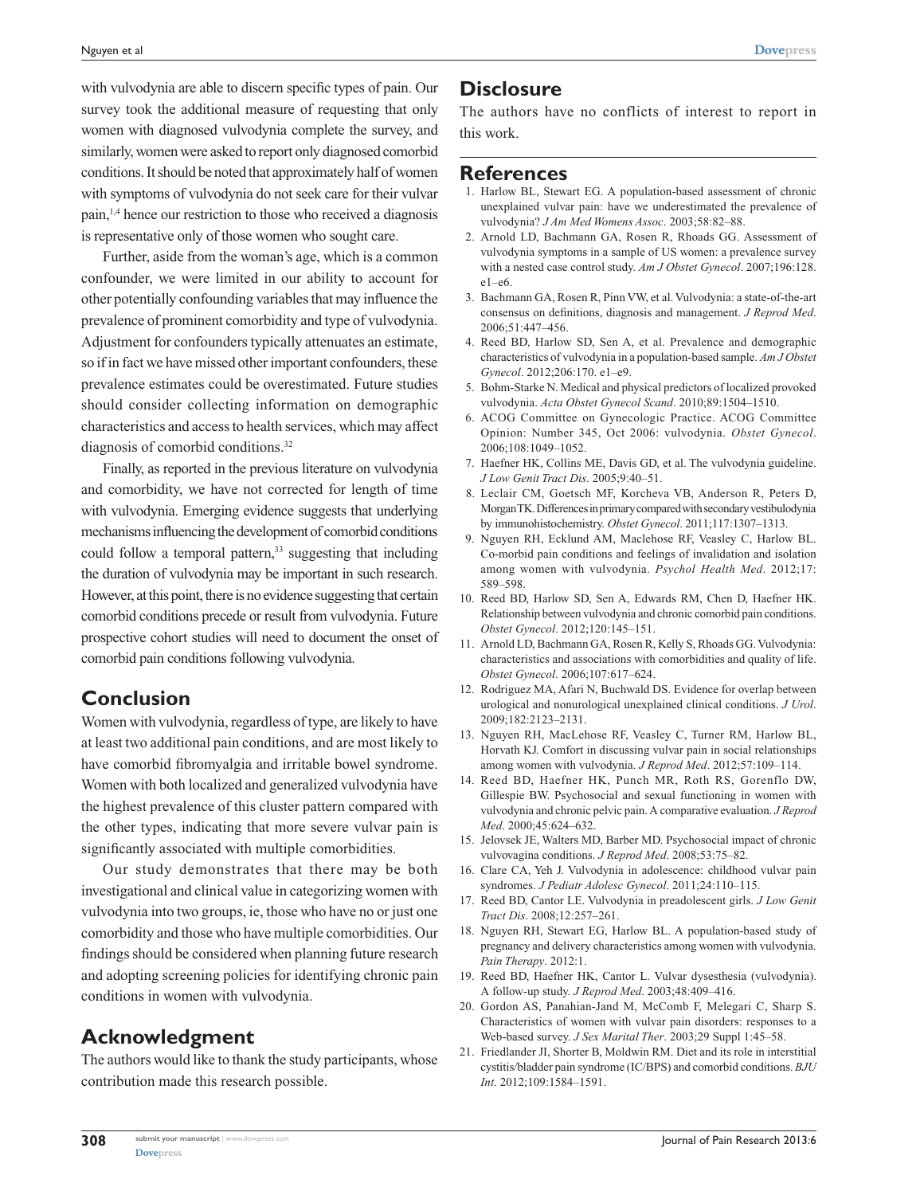with vulvodynia are able to discern specific types of pain. Our survey took the additional measure of requesting that only women with diagnosed vulvodynia complete the survey, and similarly, women were asked to report only diagnosed comorbid conditions. It should be noted that approximately half of women with symptoms of vulvodynia do not seek care for their vulvar pain,[1,4] hence our restriction to those who received a diagnosis is representative only of those women who sought care.

Further, aside from the woman's age, which is a common confounder, we were limited in our ability to account for other potentially confounding variables that may influence the prevalence of prominent comorbidity and type of vulvodynia. Adjustment for confounders typically attenuates an estimate, so if in fact we have missed other important confounders, these prevalence estimates could be overestimated. Future studies should consider collecting information on demographic characteristics and access to health services, which may affect diagnosis of comorbid conditions.[32]

Finally, as reported in the previous literature on vulvodynia and comorbidity, we have not corrected for length of time with vulvodynia. Emerging evidence suggests that underlying mechanisms influencing the development of comorbid conditions could follow a temporal pattern,[33] suggesting that including the duration of vulvodynia may be important in such research. However, at this point, there is no evidence suggesting that certain comorbid conditions precede or result from vulvodynia. Future prospective cohort studies will need to document the onset of comorbid pain conditions following vulvodynia.

## Conclusion

Women with vulvodynia, regardless of type, are likely to have at least two additional pain conditions, and are most likely to have comorbid fibromyalgia and irritable bowel syndrome. Women with both localized and generalized vulvodynia have the highest prevalence of this cluster pattern compared with the other types, indicating that more severe vulvar pain is significantly associated with multiple comorbidities.

Our study demonstrates that there may be both investigational and clinical value in categorizing women with vulvodynia into two groups, ie, those who have no or just one comorbidity and those who have multiple comorbidities. Our findings should be considered when planning future research and adopting screening policies for identifying chronic pain conditions in women with vulvodynia.

## Acknowledgment

The authors would like to thank the study participants, whose contribution made this research possible.

## Disclosure

The authors have no conflicts of interest to report in this work.

## References

1. Harlow BL, Stewart EG. A population-based assessment of chronic unexplained vulvar pain: have we underestimated the prevalence of vulvodynia? *J Am Med Womens Assoc*. 2003;58:82–88.
2. Arnold LD, Bachmann GA, Rosen R, Rhoads GG. Assessment of vulvodynia symptoms in a sample of US women: a prevalence survey with a nested case control study. *Am J Obstet Gynecol*. 2007;196:128.e1–e6.
3. Bachmann GA, Rosen R, Pinn VW, et al. Vulvodynia: a state-of-the-art consensus on definitions, diagnosis and management. *J Reprod Med*. 2006;51:447–456.
4. Reed BD, Harlow SD, Sen A, et al. Prevalence and demographic characteristics of vulvodynia in a population-based sample. *Am J Obstet Gynecol*. 2012;206:170. e1–e9.
5. Bohm-Starke N. Medical and physical predictors of localized provoked vulvodynia. *Acta Obstet Gynecol Scand*. 2010;89:1504–1510.
6. ACOG Committee on Gynecologic Practice. ACOG Committee Opinion: Number 345, Oct 2006: vulvodynia. *Obstet Gynecol*. 2006;108:1049–1052.
7. Haefner HK, Collins ME, Davis GD, et al. The vulvodynia guideline. *J Low Genit Tract Dis*. 2005;9:40–51.
8. Leclair CM, Goetsch MF, Korcheva VB, Anderson R, Peters D, Morgan TK. Differences in primary compared with secondary vestibulodynia by immunohistochemistry. *Obstet Gynecol*. 2011;117:1307–1313.
9. Nguyen RH, Ecklund AM, Maclehose RF, Veasley C, Harlow BL. Co-morbid pain conditions and feelings of invalidation and isolation among women with vulvodynia. *Psychol Health Med*. 2012;17:589–598.
10. Reed BD, Harlow SD, Sen A, Edwards RM, Chen D, Haefner HK. Relationship between vulvodynia and chronic comorbid pain conditions. *Obstet Gynecol*. 2012;120:145–151.
11. Arnold LD, Bachmann GA, Rosen R, Kelly S, Rhoads GG. Vulvodynia: characteristics and associations with comorbidities and quality of life. *Obstet Gynecol*. 2006;107:617–624.
12. Rodriguez MA, Afari N, Buchwald DS. Evidence for overlap between urological and nonurological unexplained clinical conditions. *J Urol*. 2009;182:2123–2131.
13. Nguyen RH, MacLehose RF, Veasley C, Turner RM, Harlow BL, Horvath KJ. Comfort in discussing vulvar pain in social relationships among women with vulvodynia. *J Reprod Med*. 2012;57:109–114.
14. Reed BD, Haefner HK, Punch MR, Roth RS, Gorenflo DW, Gillespie BW. Psychosocial and sexual functioning in women with vulvodynia and chronic pelvic pain. A comparative evaluation. *J Reprod Med*. 2000;45:624–632.
15. Jelovsek JE, Walters MD, Barber MD. Psychosocial impact of chronic vulvovagina conditions. *J Reprod Med*. 2008;53:75–82.
16. Clare CA, Yeh J. Vulvodynia in adolescence: childhood vulvar pain syndromes. *J Pediatr Adolesc Gynecol*. 2011;24:110–115.
17. Reed BD, Cantor LE. Vulvodynia in preadolescent girls. *J Low Genit Tract Dis*. 2008;12:257–261.
18. Nguyen RH, Stewart EG, Harlow BL. A population-based study of pregnancy and delivery characteristics among women with vulvodynia. *Pain Therapy*. 2012:1.
19. Reed BD, Haefner HK, Cantor L. Vulvar dysesthesia (vulvodynia). A follow-up study. *J Reprod Med*. 2003;48:409–416.
20. Gordon AS, Panahian-Jand M, McComb F, Melegari C, Sharp S. Characteristics of women with vulvar pain disorders: responses to a Web-based survey. *J Sex Marital Ther*. 2003;29 Suppl 1:45–58.
21. Friedlander JI, Shorter B, Moldwin RM. Diet and its role in interstitial cystitis/bladder pain syndrome (IC/BPS) and comorbid conditions. *BJU Int*. 2012;109:1584–1591.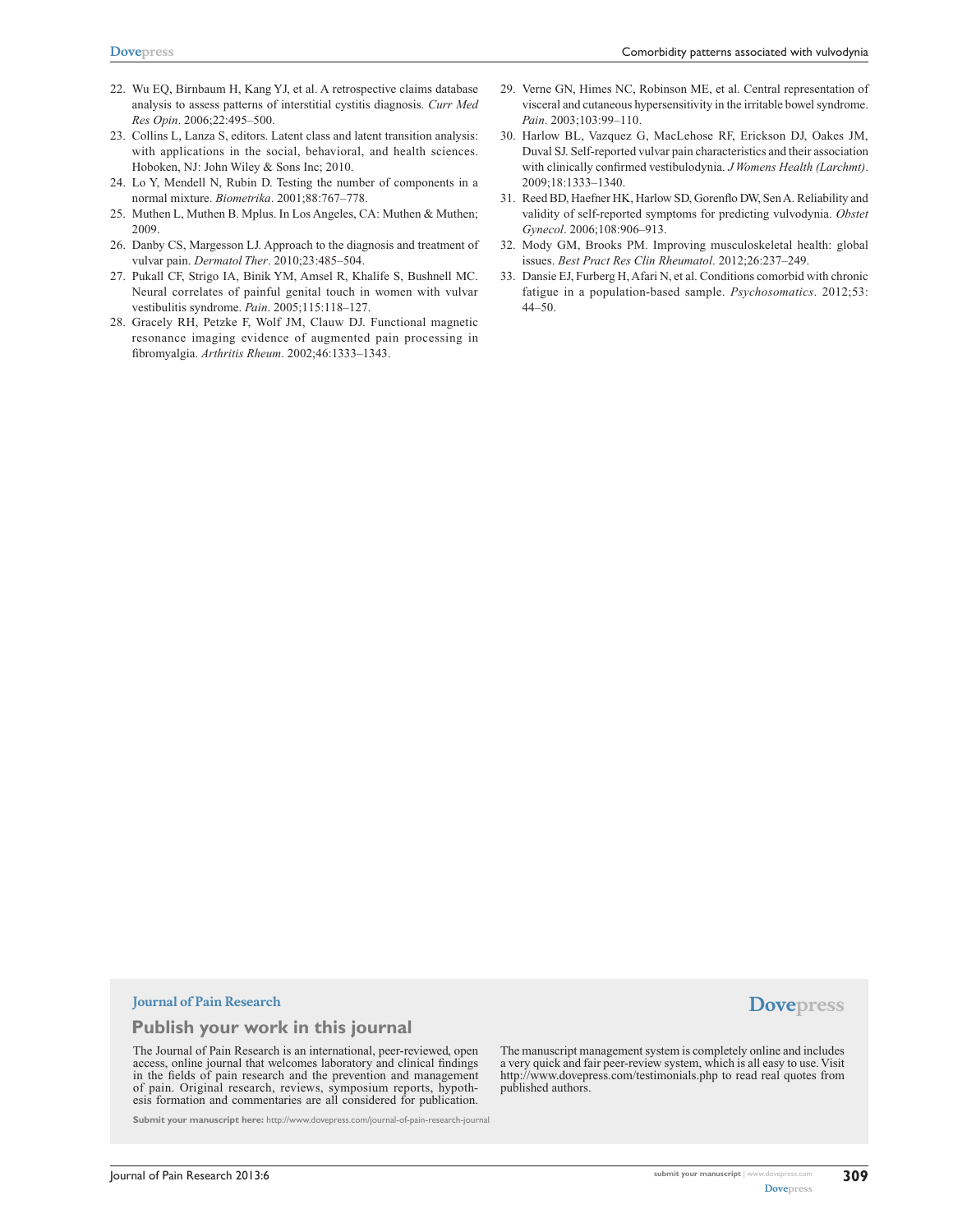22. Wu EQ, Birnbaum H, Kang YJ, et al. A retrospective claims database analysis to assess patterns of interstitial cystitis diagnosis. *Curr Med Res Opin*. 2006;22:495–500.
23. Collins L, Lanza S, editors. Latent class and latent transition analysis: with applications in the social, behavioral, and health sciences. Hoboken, NJ: John Wiley & Sons Inc; 2010.
24. Lo Y, Mendell N, Rubin D. Testing the number of components in a normal mixture. *Biometrika*. 2001;88:767–778.
25. Muthen L, Muthen B. Mplus. In Los Angeles, CA: Muthen & Muthen; 2009.
26. Danby CS, Margesson LJ. Approach to the diagnosis and treatment of vulvar pain. *Dermatol Ther*. 2010;23:485–504.
27. Pukall CF, Strigo IA, Binik YM, Amsel R, Khalife S, Bushnell MC. Neural correlates of painful genital touch in women with vulvar vestibulitis syndrome. *Pain*. 2005;115:118–127.
28. Gracely RH, Petzke F, Wolf JM, Clauw DJ. Functional magnetic resonance imaging evidence of augmented pain processing in fibromyalgia. *Arthritis Rheum*. 2002;46:1333–1343.
29. Verne GN, Himes NC, Robinson ME, et al. Central representation of visceral and cutaneous hypersensitivity in the irritable bowel syndrome. *Pain*. 2003;103:99–110.
30. Harlow BL, Vazquez G, MacLehose RF, Erickson DJ, Oakes JM, Duval SJ. Self-reported vulvar pain characteristics and their association with clinically confirmed vestibulodynia. *J Womens Health (Larchmt)*. 2009;18:1333–1340.
31. Reed BD, Haefner HK, Harlow SD, Gorenflo DW, Sen A. Reliability and validity of self-reported symptoms for predicting vulvodynia. *Obstet Gynecol*. 2006;108:906–913.
32. Mody GM, Brooks PM. Improving musculoskeletal health: global issues. *Best Pract Res Clin Rheumatol*. 2012;26:237–249.
33. Dansie EJ, Furberg H, Afari N, et al. Conditions comorbid with chronic fatigue in a population-based sample. *Psychosomatics*. 2012;53:44–50.

**Journal of Pain Research**

## Publish your work in this journal

The Journal of Pain Research is an international, peer-reviewed, open access, online journal that welcomes laboratory and clinical findings in the fields of pain research and the prevention and management of pain. Original research, reviews, symposium reports, hypothesis formation and commentaries are all considered for publication. The manuscript management system is completely online and includes a very quick and fair peer-review system, which is all easy to use. Visit http://www.dovepress.com/testimonials.php to read real quotes from published authors.

**Submit your manuscript here:** http://www.dovepress.com/journal-of-pain-research-journal